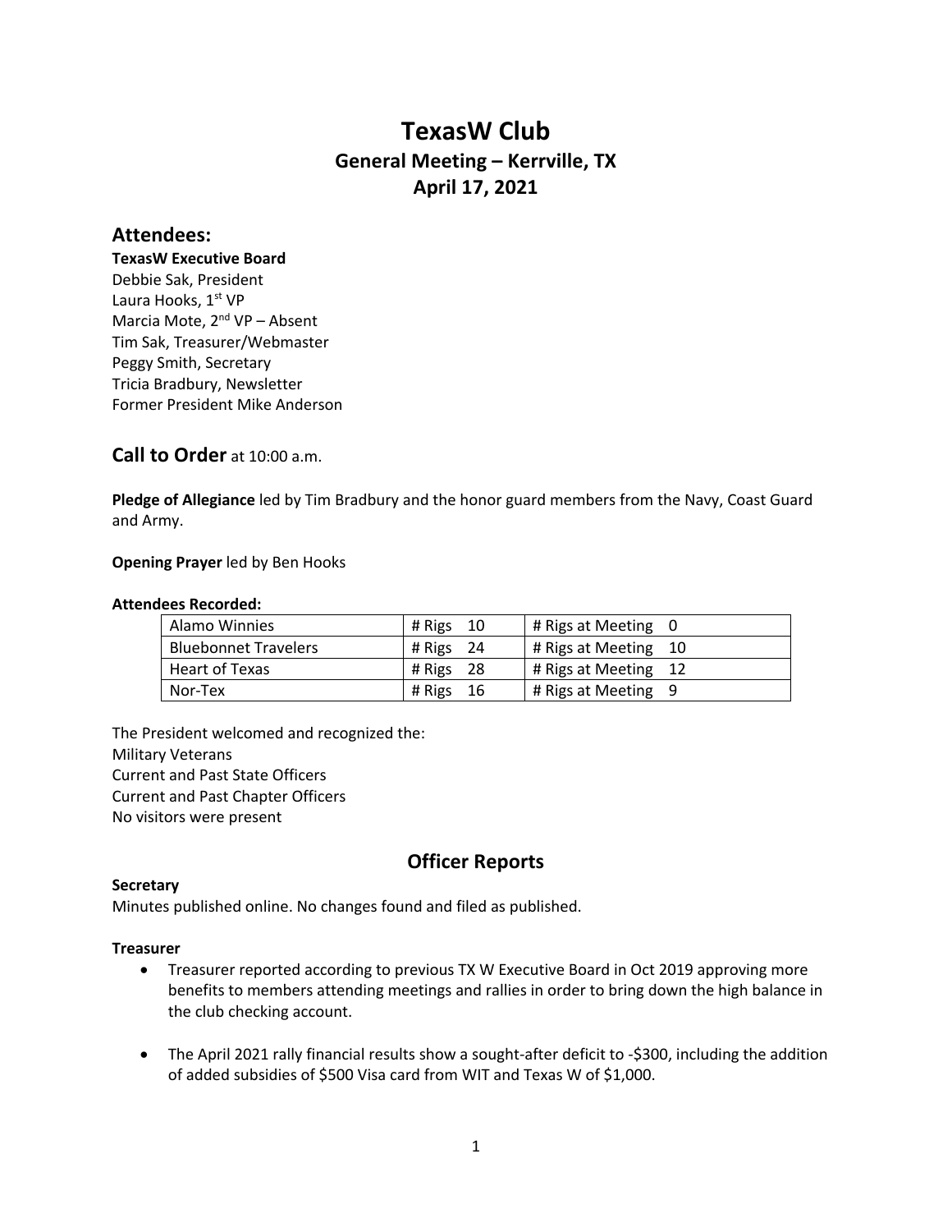# TexasW Club

## General Meeting – Kerrville, TX

## April 17, 2021

## Attendees:

**TexasW Executive Board**
Debbie Sak, President
Laura Hooks, 1st VP
Marcia Mote, 2nd VP – Absent
Tim Sak, Treasurer/Webmaster
Peggy Smith, Secretary
Tricia Bradbury, Newsletter
Former President Mike Anderson

## Call to Order at 10:00 a.m.

**Pledge of Allegiance** led by Tim Bradbury and the honor guard members from the Navy, Coast Guard and Army.

**Opening Prayer** led by Ben Hooks

**Attendees Recorded:**

| Chapter | # Rigs | # Rigs at Meeting |
|---|---|---|
| Alamo Winnies | # Rigs 10 | # Rigs at Meeting 0 |
| Bluebonnet Travelers | # Rigs 24 | # Rigs at Meeting 10 |
| Heart of Texas | # Rigs 28 | # Rigs at Meeting 12 |
| Nor-Tex | # Rigs 16 | # Rigs at Meeting 9 |

The President welcomed and recognized the:
Military Veterans
Current and Past State Officers
Current and Past Chapter Officers
No visitors were present

## Officer Reports

**Secretary**
Minutes published online. No changes found and filed as published.

**Treasurer**

- Treasurer reported according to previous TX W Executive Board in Oct 2019 approving more benefits to members attending meetings and rallies in order to bring down the high balance in the club checking account.
- The April 2021 rally financial results show a sought-after deficit to -$300, including the addition of added subsidies of $500 Visa card from WIT and Texas W of $1,000.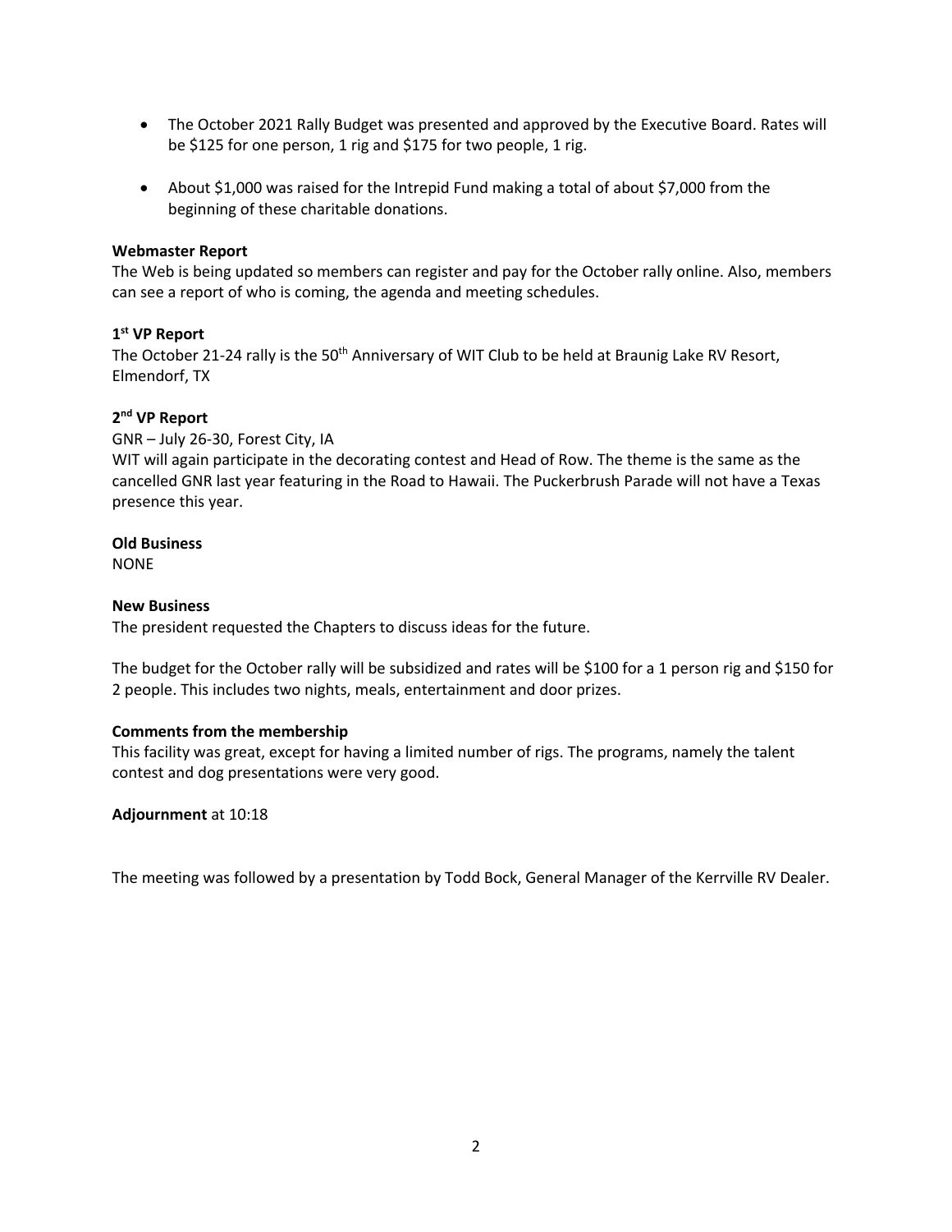- The October 2021 Rally Budget was presented and approved by the Executive Board. Rates will be $125 for one person, 1 rig and $175 for two people, 1 rig.

- About $1,000 was raised for the Intrepid Fund making a total of about $7,000 from the beginning of these charitable donations.

**Webmaster Report**

The Web is being updated so members can register and pay for the October rally online. Also, members can see a report of who is coming, the agenda and meeting schedules.

**1st VP Report**

The October 21-24 rally is the 50th Anniversary of WIT Club to be held at Braunig Lake RV Resort, Elmendorf, TX

**2nd VP Report**

GNR – July 26-30, Forest City, IA

WIT will again participate in the decorating contest and Head of Row. The theme is the same as the cancelled GNR last year featuring in the Road to Hawaii. The Puckerbrush Parade will not have a Texas presence this year.

**Old Business**

NONE

**New Business**

The president requested the Chapters to discuss ideas for the future.

The budget for the October rally will be subsidized and rates will be $100 for a 1 person rig and $150 for 2 people. This includes two nights, meals, entertainment and door prizes.

**Comments from the membership**

This facility was great, except for having a limited number of rigs. The programs, namely the talent contest and dog presentations were very good.

**Adjournment** at 10:18

The meeting was followed by a presentation by Todd Bock, General Manager of the Kerrville RV Dealer.